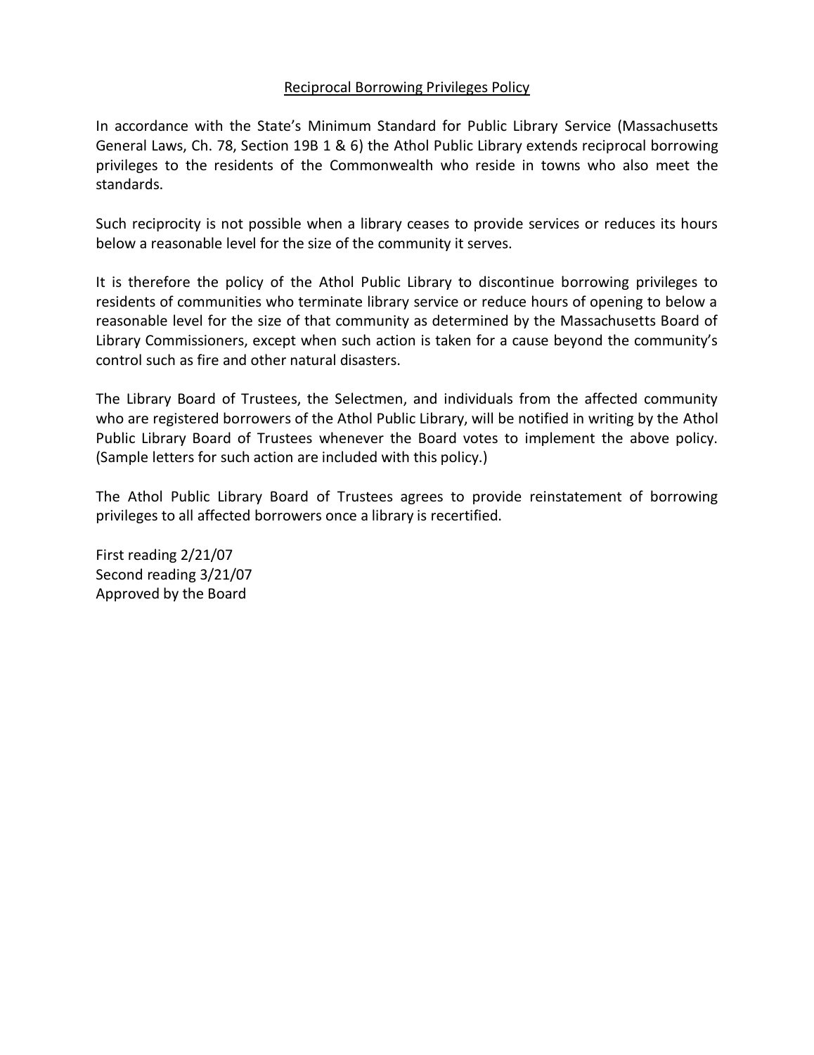# Reciprocal Borrowing Privileges Policy

In accordance with the State's Minimum Standard for Public Library Service (Massachusetts General Laws, Ch. 78, Section 19B 1 & 6) the Athol Public Library extends reciprocal borrowing privileges to the residents of the Commonwealth who reside in towns who also meet the standards.

Such reciprocity is not possible when a library ceases to provide services or reduces its hours below a reasonable level for the size of the community it serves.

It is therefore the policy of the Athol Public Library to discontinue borrowing privileges to residents of communities who terminate library service or reduce hours of opening to below a reasonable level for the size of that community as determined by the Massachusetts Board of Library Commissioners, except when such action is taken for a cause beyond the community's control such as fire and other natural disasters.

The Library Board of Trustees, the Selectmen, and individuals from the affected community who are registered borrowers of the Athol Public Library, will be notified in writing by the Athol Public Library Board of Trustees whenever the Board votes to implement the above policy. (Sample letters for such action are included with this policy.)

The Athol Public Library Board of Trustees agrees to provide reinstatement of borrowing privileges to all affected borrowers once a library is recertified.

First reading 2/21/07
Second reading 3/21/07
Approved by the Board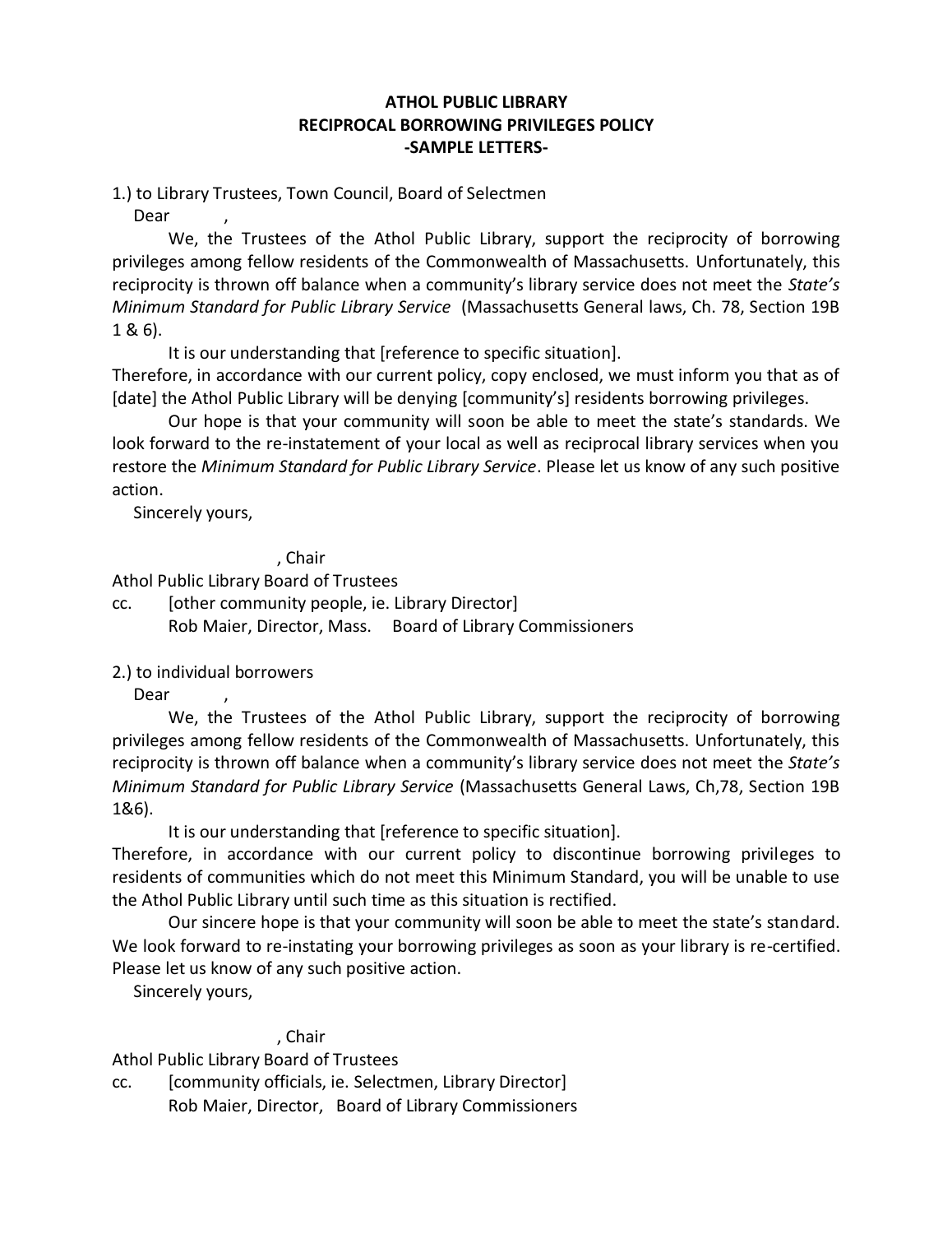**ATHOL PUBLIC LIBRARY**
**RECIPROCAL BORROWING PRIVILEGES POLICY**
**-SAMPLE LETTERS-**

1.) to Library Trustees, Town Council, Board of Selectmen

Dear ,

We, the Trustees of the Athol Public Library, support the reciprocity of borrowing privileges among fellow residents of the Commonwealth of Massachusetts. Unfortunately, this reciprocity is thrown off balance when a community's library service does not meet the *State's Minimum Standard for Public Library Service* (Massachusetts General laws, Ch. 78, Section 19B 1 & 6).

It is our understanding that [reference to specific situation].
Therefore, in accordance with our current policy, copy enclosed, we must inform you that as of [date] the Athol Public Library will be denying [community's] residents borrowing privileges.

Our hope is that your community will soon be able to meet the state's standards. We look forward to the re-instatement of your local as well as reciprocal library services when you restore the *Minimum Standard for Public Library Service*. Please let us know of any such positive action.

Sincerely yours,

, Chair
Athol Public Library Board of Trustees

cc. [other community people, ie. Library Director]
Rob Maier, Director, Mass. Board of Library Commissioners

2.) to individual borrowers

Dear ,

We, the Trustees of the Athol Public Library, support the reciprocity of borrowing privileges among fellow residents of the Commonwealth of Massachusetts. Unfortunately, this reciprocity is thrown off balance when a community's library service does not meet the *State's Minimum Standard for Public Library Service* (Massachusetts General Laws, Ch,78, Section 19B 1&6).

It is our understanding that [reference to specific situation].
Therefore, in accordance with our current policy to discontinue borrowing privileges to residents of communities which do not meet this Minimum Standard, you will be unable to use the Athol Public Library until such time as this situation is rectified.

Our sincere hope is that your community will soon be able to meet the state's standard. We look forward to re-instating your borrowing privileges as soon as your library is re-certified. Please let us know of any such positive action.

Sincerely yours,

, Chair
Athol Public Library Board of Trustees

cc. [community officials, ie. Selectmen, Library Director]
Rob Maier, Director, Board of Library Commissioners